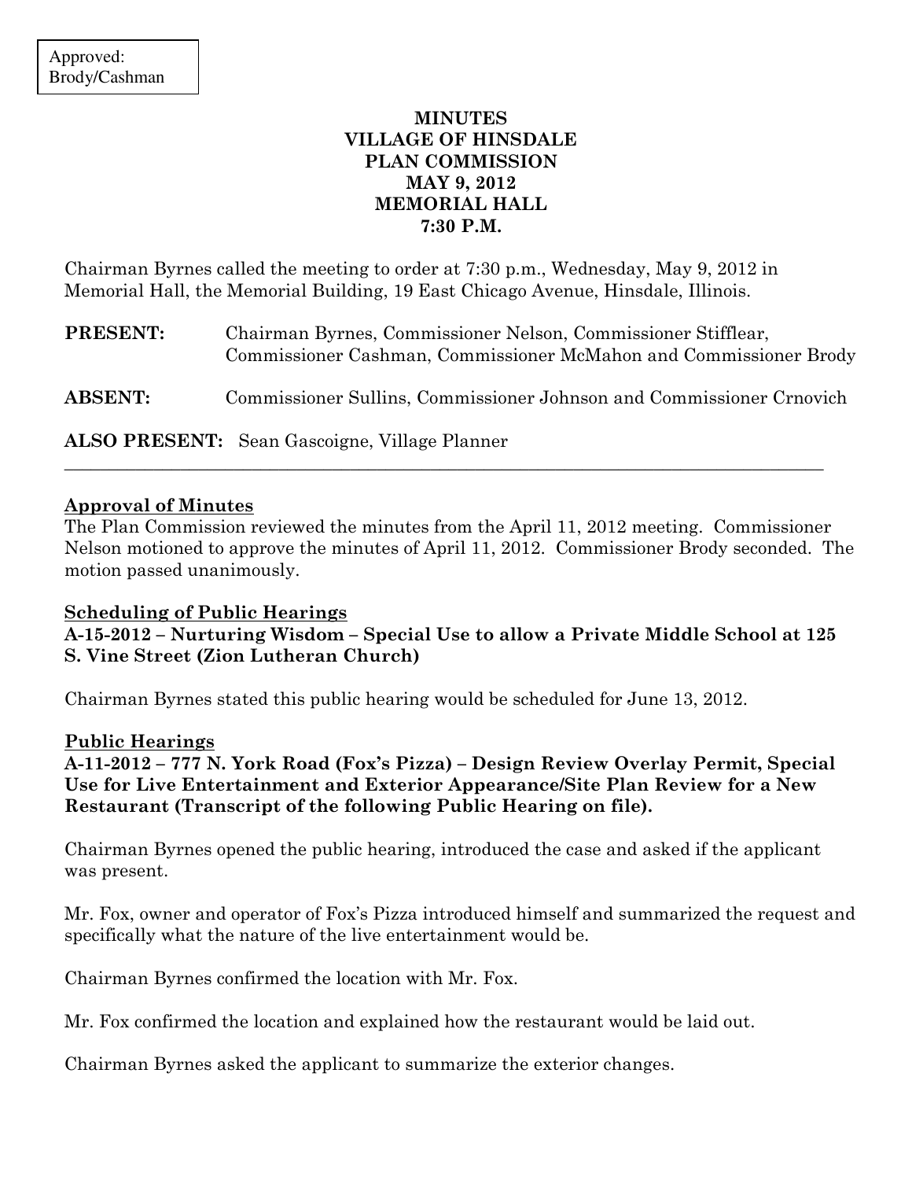Approved:
Brody/Cashman

# MINUTES
# VILLAGE OF HINSDALE
# PLAN COMMISSION
# MAY 9, 2012
# MEMORIAL HALL
# 7:30 P.M.

Chairman Byrnes called the meeting to order at 7:30 p.m., Wednesday, May 9, 2012 in Memorial Hall, the Memorial Building, 19 East Chicago Avenue, Hinsdale, Illinois.

**PRESENT:** Chairman Byrnes, Commissioner Nelson, Commissioner Stifflear, Commissioner Cashman, Commissioner McMahon and Commissioner Brody

**ABSENT:** Commissioner Sullins, Commissioner Johnson and Commissioner Crnovich

**ALSO PRESENT:** Sean Gascoigne, Village Planner

---

**Approval of Minutes**

The Plan Commission reviewed the minutes from the April 11, 2012 meeting. Commissioner Nelson motioned to approve the minutes of April 11, 2012. Commissioner Brody seconded. The motion passed unanimously.

**Scheduling of Public Hearings**

**A-15-2012 – Nurturing Wisdom – Special Use to allow a Private Middle School at 125 S. Vine Street (Zion Lutheran Church)**

Chairman Byrnes stated this public hearing would be scheduled for June 13, 2012.

**Public Hearings**

**A-11-2012 – 777 N. York Road (Fox's Pizza) – Design Review Overlay Permit, Special Use for Live Entertainment and Exterior Appearance/Site Plan Review for a New Restaurant (Transcript of the following Public Hearing on file).**

Chairman Byrnes opened the public hearing, introduced the case and asked if the applicant was present.

Mr. Fox, owner and operator of Fox's Pizza introduced himself and summarized the request and specifically what the nature of the live entertainment would be.

Chairman Byrnes confirmed the location with Mr. Fox.

Mr. Fox confirmed the location and explained how the restaurant would be laid out.

Chairman Byrnes asked the applicant to summarize the exterior changes.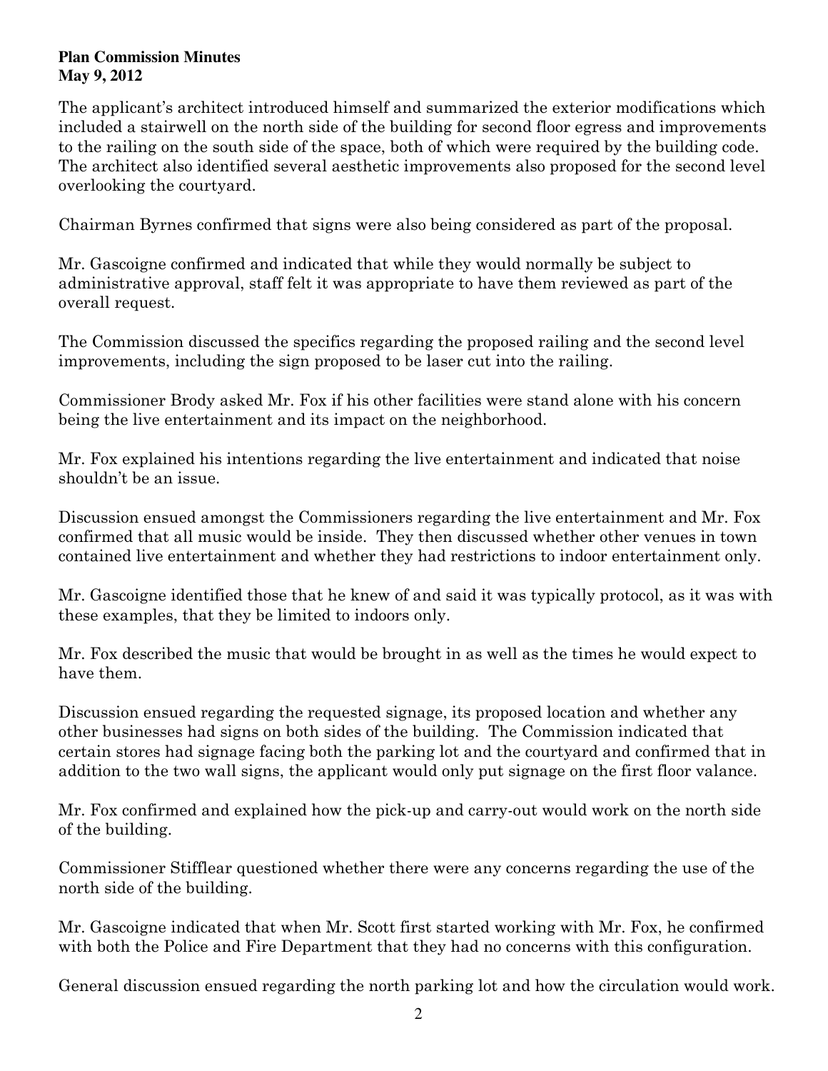The applicant's architect introduced himself and summarized the exterior modifications which included a stairwell on the north side of the building for second floor egress and improvements to the railing on the south side of the space, both of which were required by the building code. The architect also identified several aesthetic improvements also proposed for the second level overlooking the courtyard.

Chairman Byrnes confirmed that signs were also being considered as part of the proposal.

Mr. Gascoigne confirmed and indicated that while they would normally be subject to administrative approval, staff felt it was appropriate to have them reviewed as part of the overall request.

The Commission discussed the specifics regarding the proposed railing and the second level improvements, including the sign proposed to be laser cut into the railing.

Commissioner Brody asked Mr. Fox if his other facilities were stand alone with his concern being the live entertainment and its impact on the neighborhood.

Mr. Fox explained his intentions regarding the live entertainment and indicated that noise shouldn't be an issue.

Discussion ensued amongst the Commissioners regarding the live entertainment and Mr. Fox confirmed that all music would be inside. They then discussed whether other venues in town contained live entertainment and whether they had restrictions to indoor entertainment only.

Mr. Gascoigne identified those that he knew of and said it was typically protocol, as it was with these examples, that they be limited to indoors only.

Mr. Fox described the music that would be brought in as well as the times he would expect to have them.

Discussion ensued regarding the requested signage, its proposed location and whether any other businesses had signs on both sides of the building. The Commission indicated that certain stores had signage facing both the parking lot and the courtyard and confirmed that in addition to the two wall signs, the applicant would only put signage on the first floor valance.

Mr. Fox confirmed and explained how the pick-up and carry-out would work on the north side of the building.

Commissioner Stifflear questioned whether there were any concerns regarding the use of the north side of the building.

Mr. Gascoigne indicated that when Mr. Scott first started working with Mr. Fox, he confirmed with both the Police and Fire Department that they had no concerns with this configuration.

General discussion ensued regarding the north parking lot and how the circulation would work.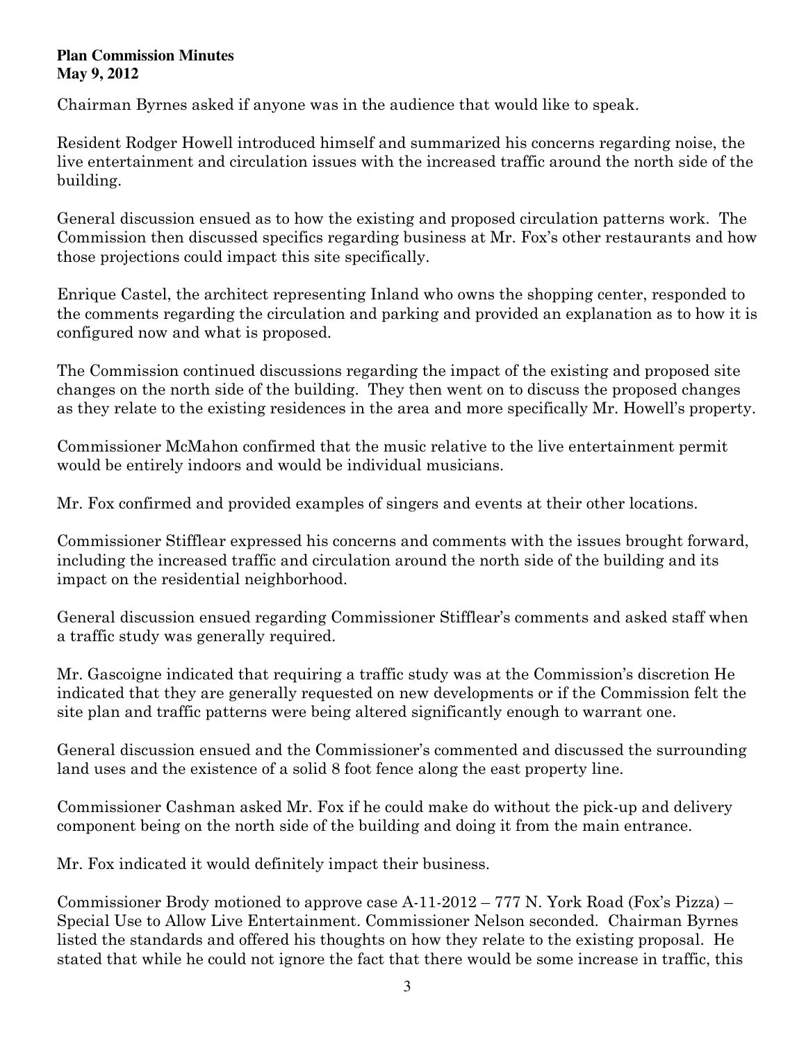Chairman Byrnes asked if anyone was in the audience that would like to speak.

Resident Rodger Howell introduced himself and summarized his concerns regarding noise, the live entertainment and circulation issues with the increased traffic around the north side of the building.

General discussion ensued as to how the existing and proposed circulation patterns work. The Commission then discussed specifics regarding business at Mr. Fox's other restaurants and how those projections could impact this site specifically.

Enrique Castel, the architect representing Inland who owns the shopping center, responded to the comments regarding the circulation and parking and provided an explanation as to how it is configured now and what is proposed.

The Commission continued discussions regarding the impact of the existing and proposed site changes on the north side of the building. They then went on to discuss the proposed changes as they relate to the existing residences in the area and more specifically Mr. Howell's property.

Commissioner McMahon confirmed that the music relative to the live entertainment permit would be entirely indoors and would be individual musicians.

Mr. Fox confirmed and provided examples of singers and events at their other locations.

Commissioner Stifflear expressed his concerns and comments with the issues brought forward, including the increased traffic and circulation around the north side of the building and its impact on the residential neighborhood.

General discussion ensued regarding Commissioner Stifflear's comments and asked staff when a traffic study was generally required.

Mr. Gascoigne indicated that requiring a traffic study was at the Commission's discretion He indicated that they are generally requested on new developments or if the Commission felt the site plan and traffic patterns were being altered significantly enough to warrant one.

General discussion ensued and the Commissioner's commented and discussed the surrounding land uses and the existence of a solid 8 foot fence along the east property line.

Commissioner Cashman asked Mr. Fox if he could make do without the pick-up and delivery component being on the north side of the building and doing it from the main entrance.

Mr. Fox indicated it would definitely impact their business.

Commissioner Brody motioned to approve case A-11-2012 – 777 N. York Road (Fox's Pizza) – Special Use to Allow Live Entertainment. Commissioner Nelson seconded. Chairman Byrnes listed the standards and offered his thoughts on how they relate to the existing proposal. He stated that while he could not ignore the fact that there would be some increase in traffic, this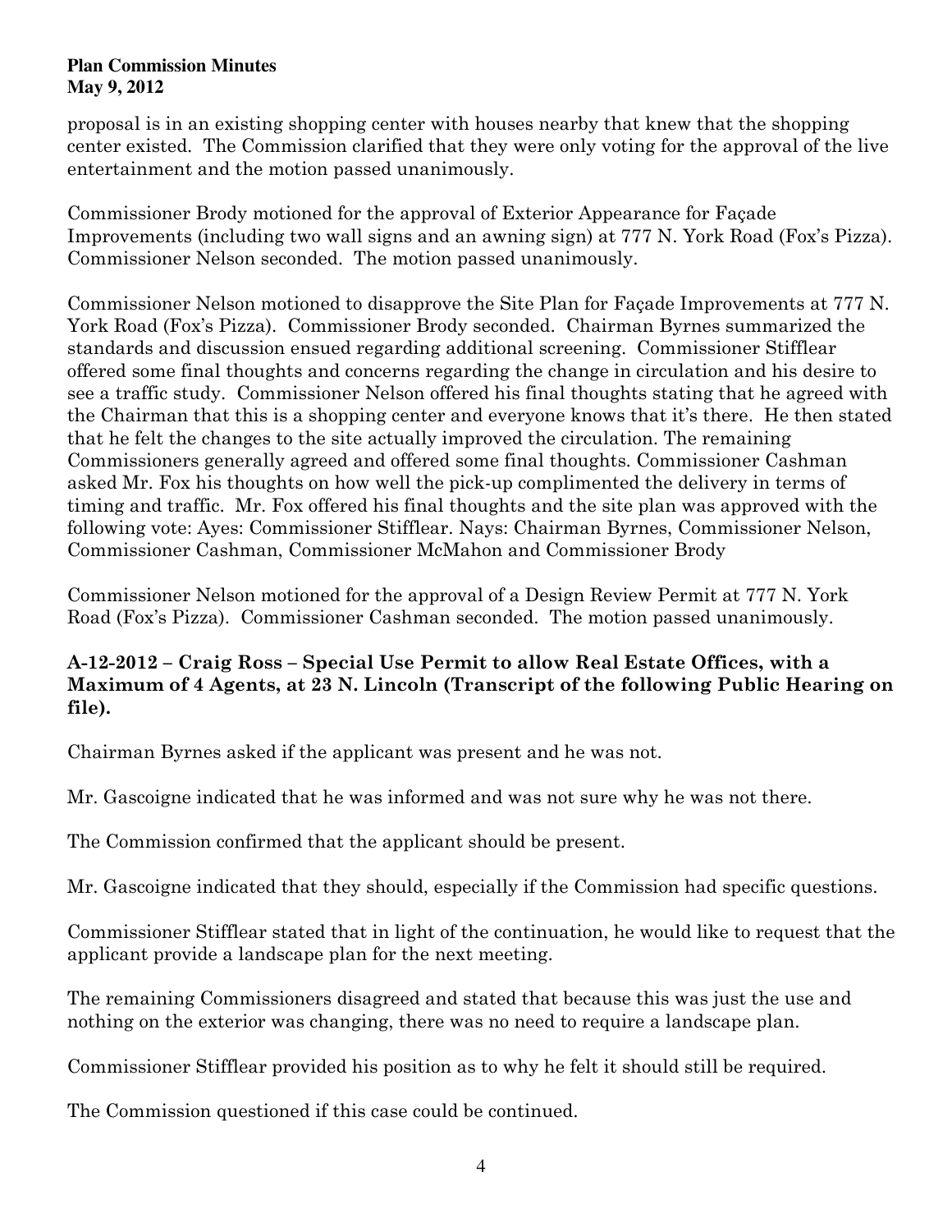proposal is in an existing shopping center with houses nearby that knew that the shopping center existed. The Commission clarified that they were only voting for the approval of the live entertainment and the motion passed unanimously.

Commissioner Brody motioned for the approval of Exterior Appearance for Façade Improvements (including two wall signs and an awning sign) at 777 N. York Road (Fox's Pizza). Commissioner Nelson seconded. The motion passed unanimously.

Commissioner Nelson motioned to disapprove the Site Plan for Façade Improvements at 777 N. York Road (Fox's Pizza). Commissioner Brody seconded. Chairman Byrnes summarized the standards and discussion ensued regarding additional screening. Commissioner Stifflear offered some final thoughts and concerns regarding the change in circulation and his desire to see a traffic study. Commissioner Nelson offered his final thoughts stating that he agreed with the Chairman that this is a shopping center and everyone knows that it's there. He then stated that he felt the changes to the site actually improved the circulation. The remaining Commissioners generally agreed and offered some final thoughts. Commissioner Cashman asked Mr. Fox his thoughts on how well the pick-up complimented the delivery in terms of timing and traffic. Mr. Fox offered his final thoughts and the site plan was approved with the following vote: Ayes: Commissioner Stifflear. Nays: Chairman Byrnes, Commissioner Nelson, Commissioner Cashman, Commissioner McMahon and Commissioner Brody

Commissioner Nelson motioned for the approval of a Design Review Permit at 777 N. York Road (Fox's Pizza). Commissioner Cashman seconded. The motion passed unanimously.

**A-12-2012 – Craig Ross – Special Use Permit to allow Real Estate Offices, with a Maximum of 4 Agents, at 23 N. Lincoln (Transcript of the following Public Hearing on file).**

Chairman Byrnes asked if the applicant was present and he was not.

Mr. Gascoigne indicated that he was informed and was not sure why he was not there.

The Commission confirmed that the applicant should be present.

Mr. Gascoigne indicated that they should, especially if the Commission had specific questions.

Commissioner Stifflear stated that in light of the continuation, he would like to request that the applicant provide a landscape plan for the next meeting.

The remaining Commissioners disagreed and stated that because this was just the use and nothing on the exterior was changing, there was no need to require a landscape plan.

Commissioner Stifflear provided his position as to why he felt it should still be required.

The Commission questioned if this case could be continued.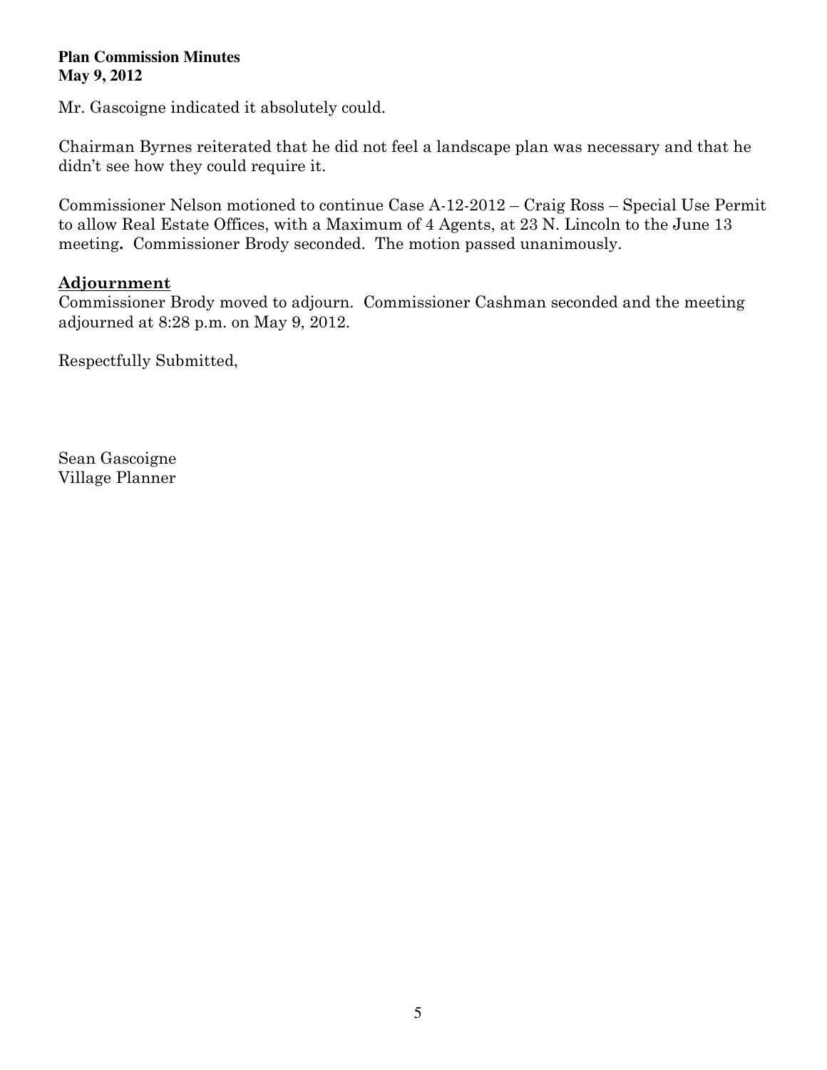Mr. Gascoigne indicated it absolutely could.

Chairman Byrnes reiterated that he did not feel a landscape plan was necessary and that he didn't see how they could require it.

Commissioner Nelson motioned to continue Case A-12-2012 – Craig Ross – Special Use Permit to allow Real Estate Offices, with a Maximum of 4 Agents, at 23 N. Lincoln to the June 13 meeting**.** Commissioner Brody seconded. The motion passed unanimously.

## Adjournment

Commissioner Brody moved to adjourn. Commissioner Cashman seconded and the meeting adjourned at 8:28 p.m. on May 9, 2012.

Respectfully Submitted,

Sean Gascoigne
Village Planner